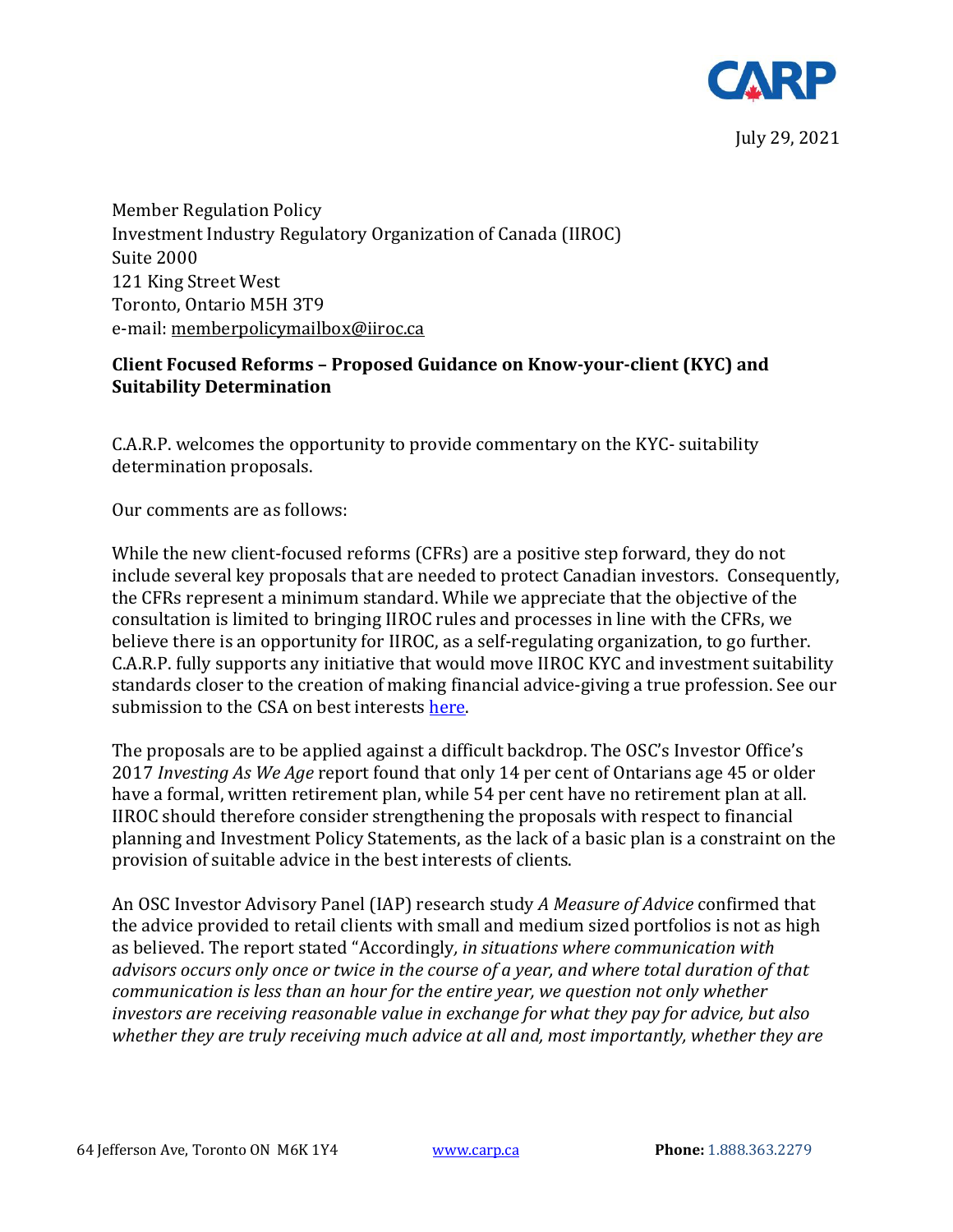July 29, 2021

Member Regulation Policy
Investment Industry Regulatory Organization of Canada (IIROC)
Suite 2000
121 King Street West
Toronto, Ontario M5H 3T9
e-mail: memberpolicymailbox@iiroc.ca

**Client Focused Reforms – Proposed Guidance on Know-your-client (KYC) and Suitability Determination**

C.A.R.P. welcomes the opportunity to provide commentary on the KYC- suitability determination proposals.

Our comments are as follows:

While the new client-focused reforms (CFRs) are a positive step forward, they do not include several key proposals that are needed to protect Canadian investors. Consequently, the CFRs represent a minimum standard. While we appreciate that the objective of the consultation is limited to bringing IIROC rules and processes in line with the CFRs, we believe there is an opportunity for IIROC, as a self-regulating organization, to go further. C.A.R.P. fully supports any initiative that would move IIROC KYC and investment suitability standards closer to the creation of making financial advice-giving a true profession. See our submission to the CSA on best interests here.

The proposals are to be applied against a difficult backdrop. The OSC's Investor Office's 2017 *Investing As We Age* report found that only 14 per cent of Ontarians age 45 or older have a formal, written retirement plan, while 54 per cent have no retirement plan at all. IIROC should therefore consider strengthening the proposals with respect to financial planning and Investment Policy Statements, as the lack of a basic plan is a constraint on the provision of suitable advice in the best interests of clients.

An OSC Investor Advisory Panel (IAP) research study *A Measure of Advice* confirmed that the advice provided to retail clients with small and medium sized portfolios is not as high as believed. The report stated "Accordingly, *in situations where communication with advisors occurs only once or twice in the course of a year, and where total duration of that communication is less than an hour for the entire year, we question not only whether investors are receiving reasonable value in exchange for what they pay for advice, but also whether they are truly receiving much advice at all and, most importantly, whether they are*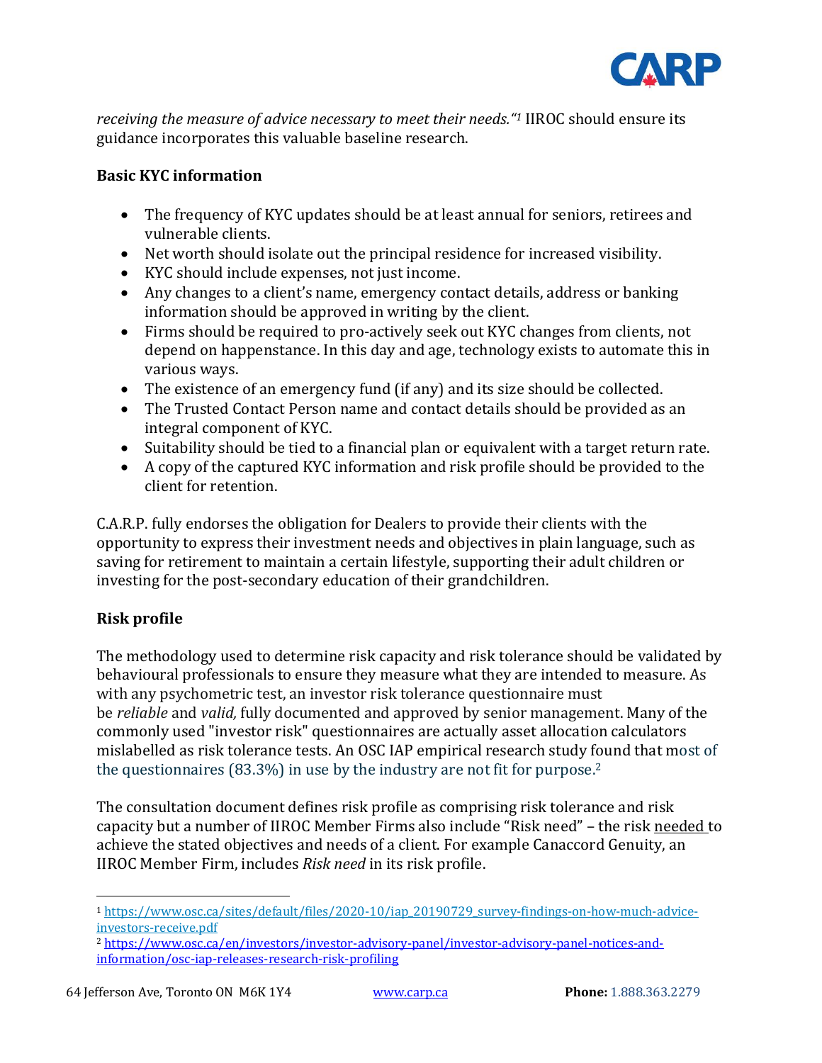*receiving the measure of advice necessary to meet their needs."*[1] IIROC should ensure its guidance incorporates this valuable baseline research.

**Basic KYC information**

- The frequency of KYC updates should be at least annual for seniors, retirees and vulnerable clients.
- Net worth should isolate out the principal residence for increased visibility.
- KYC should include expenses, not just income.
- Any changes to a client's name, emergency contact details, address or banking information should be approved in writing by the client.
- Firms should be required to pro-actively seek out KYC changes from clients, not depend on happenstance. In this day and age, technology exists to automate this in various ways.
- The existence of an emergency fund (if any) and its size should be collected.
- The Trusted Contact Person name and contact details should be provided as an integral component of KYC.
- Suitability should be tied to a financial plan or equivalent with a target return rate.
- A copy of the captured KYC information and risk profile should be provided to the client for retention.

C.A.R.P. fully endorses the obligation for Dealers to provide their clients with the opportunity to express their investment needs and objectives in plain language, such as saving for retirement to maintain a certain lifestyle, supporting their adult children or investing for the post-secondary education of their grandchildren.

**Risk profile**

The methodology used to determine risk capacity and risk tolerance should be validated by behavioural professionals to ensure they measure what they are intended to measure. As with any psychometric test, an investor risk tolerance questionnaire must be *reliable* and *valid,* fully documented and approved by senior management. Many of the commonly used "investor risk" questionnaires are actually asset allocation calculators mislabelled as risk tolerance tests. An OSC IAP empirical research study found that most of the questionnaires (83.3%) in use by the industry are not fit for purpose.[2]

The consultation document defines risk profile as comprising risk tolerance and risk capacity but a number of IIROC Member Firms also include "Risk need" – the risk needed to achieve the stated objectives and needs of a client. For example Canaccord Genuity, an IIROC Member Firm, includes *Risk need* in its risk profile.

---

[1] https://www.osc.ca/sites/default/files/2020-10/iap_20190729_survey-findings-on-how-much-advice-investors-receive.pdf

[2] https://www.osc.ca/en/investors/investor-advisory-panel/investor-advisory-panel-notices-and-information/osc-iap-releases-research-risk-profiling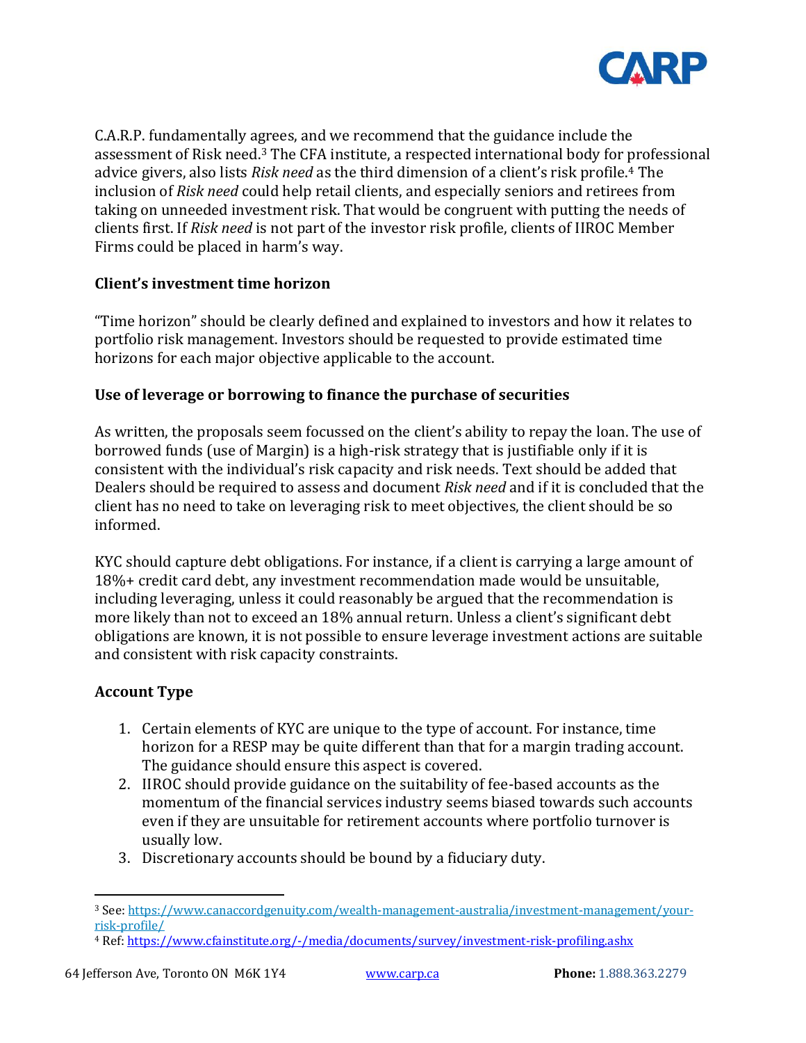C.A.R.P. fundamentally agrees, and we recommend that the guidance include the assessment of Risk need.[3] The CFA institute, a respected international body for professional advice givers, also lists *Risk need* as the third dimension of a client's risk profile.[4] The inclusion of *Risk need* could help retail clients, and especially seniors and retirees from taking on unneeded investment risk. That would be congruent with putting the needs of clients first. If *Risk need* is not part of the investor risk profile, clients of IIROC Member Firms could be placed in harm's way.

**Client's investment time horizon**

"Time horizon" should be clearly defined and explained to investors and how it relates to portfolio risk management. Investors should be requested to provide estimated time horizons for each major objective applicable to the account.

**Use of leverage or borrowing to finance the purchase of securities**

As written, the proposals seem focussed on the client's ability to repay the loan. The use of borrowed funds (use of Margin) is a high-risk strategy that is justifiable only if it is consistent with the individual's risk capacity and risk needs. Text should be added that Dealers should be required to assess and document *Risk need* and if it is concluded that the client has no need to take on leveraging risk to meet objectives, the client should be so informed.

KYC should capture debt obligations. For instance, if a client is carrying a large amount of 18%+ credit card debt, any investment recommendation made would be unsuitable, including leveraging, unless it could reasonably be argued that the recommendation is more likely than not to exceed an 18% annual return. Unless a client's significant debt obligations are known, it is not possible to ensure leverage investment actions are suitable and consistent with risk capacity constraints.

**Account Type**

1. Certain elements of KYC are unique to the type of account. For instance, time horizon for a RESP may be quite different than that for a margin trading account. The guidance should ensure this aspect is covered.
2. IIROC should provide guidance on the suitability of fee-based accounts as the momentum of the financial services industry seems biased towards such accounts even if they are unsuitable for retirement accounts where portfolio turnover is usually low.
3. Discretionary accounts should be bound by a fiduciary duty.

---

[3] See: https://www.canaccordgenuity.com/wealth-management-australia/investment-management/your-risk-profile/

[4] Ref: https://www.cfainstitute.org/-/media/documents/survey/investment-risk-profiling.ashx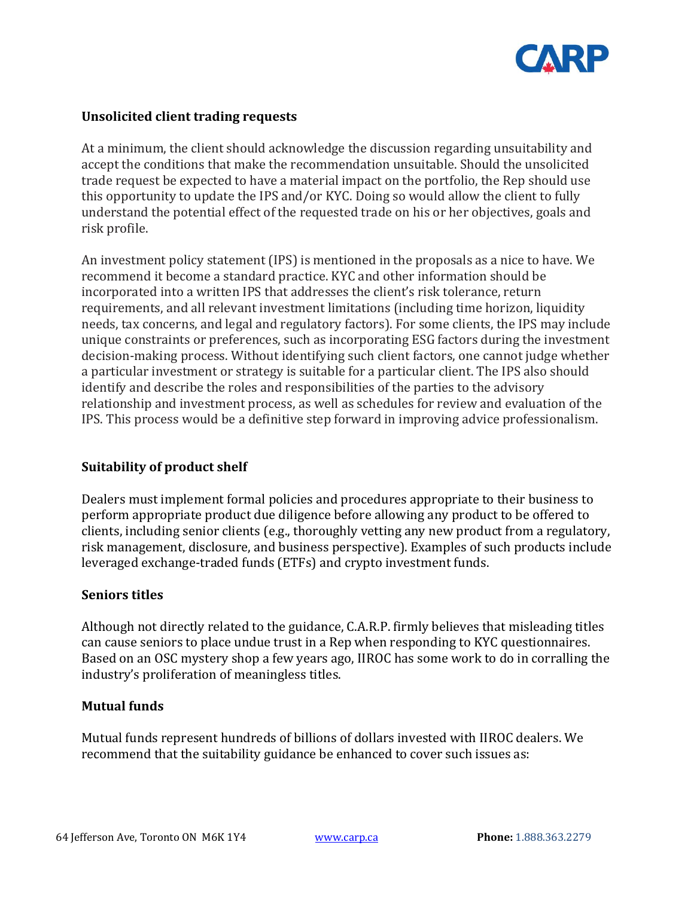**Unsolicited client trading requests**

At a minimum, the client should acknowledge the discussion regarding unsuitability and accept the conditions that make the recommendation unsuitable. Should the unsolicited trade request be expected to have a material impact on the portfolio, the Rep should use this opportunity to update the IPS and/or KYC. Doing so would allow the client to fully understand the potential effect of the requested trade on his or her objectives, goals and risk profile.

An investment policy statement (IPS) is mentioned in the proposals as a nice to have. We recommend it become a standard practice. KYC and other information should be incorporated into a written IPS that addresses the client's risk tolerance, return requirements, and all relevant investment limitations (including time horizon, liquidity needs, tax concerns, and legal and regulatory factors). For some clients, the IPS may include unique constraints or preferences, such as incorporating ESG factors during the investment decision-making process. Without identifying such client factors, one cannot judge whether a particular investment or strategy is suitable for a particular client. The IPS also should identify and describe the roles and responsibilities of the parties to the advisory relationship and investment process, as well as schedules for review and evaluation of the IPS. This process would be a definitive step forward in improving advice professionalism.

**Suitability of product shelf**

Dealers must implement formal policies and procedures appropriate to their business to perform appropriate product due diligence before allowing any product to be offered to clients, including senior clients (e.g., thoroughly vetting any new product from a regulatory, risk management, disclosure, and business perspective). Examples of such products include leveraged exchange-traded funds (ETFs) and crypto investment funds.

**Seniors titles**

Although not directly related to the guidance, C.A.R.P. firmly believes that misleading titles can cause seniors to place undue trust in a Rep when responding to KYC questionnaires. Based on an OSC mystery shop a few years ago, IIROC has some work to do in corralling the industry's proliferation of meaningless titles.

**Mutual funds**

Mutual funds represent hundreds of billions of dollars invested with IIROC dealers. We recommend that the suitability guidance be enhanced to cover such issues as: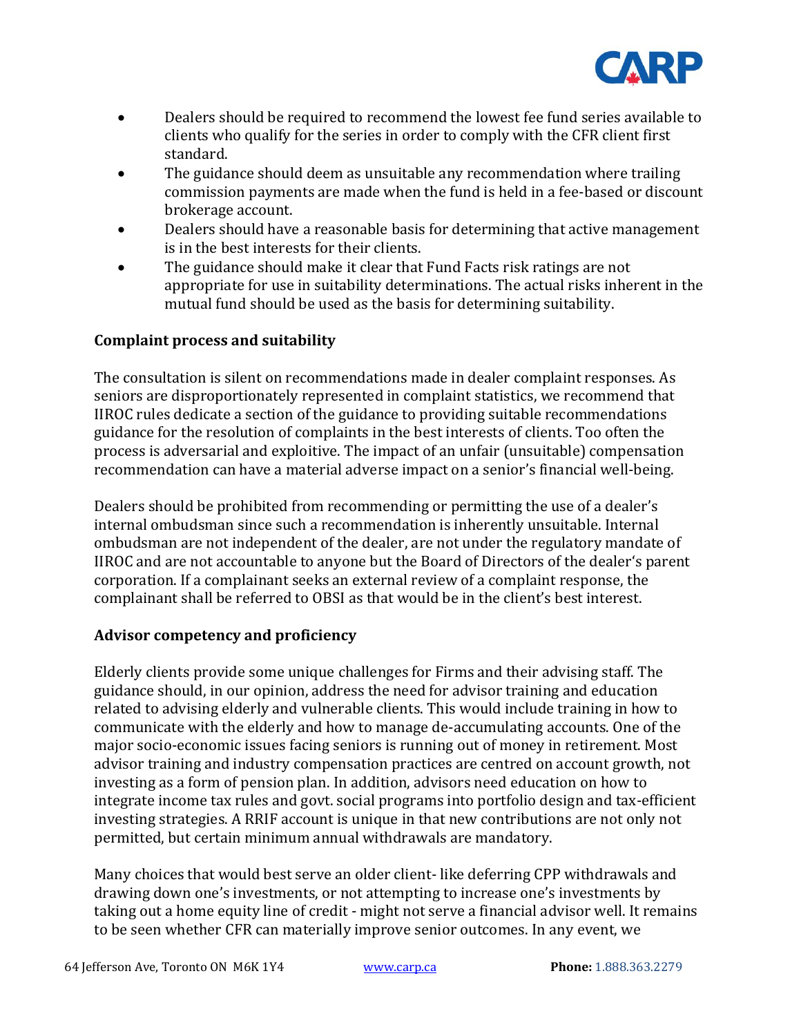- Dealers should be required to recommend the lowest fee fund series available to clients who qualify for the series in order to comply with the CFR client first standard.
- The guidance should deem as unsuitable any recommendation where trailing commission payments are made when the fund is held in a fee-based or discount brokerage account.
- Dealers should have a reasonable basis for determining that active management is in the best interests for their clients.
- The guidance should make it clear that Fund Facts risk ratings are not appropriate for use in suitability determinations. The actual risks inherent in the mutual fund should be used as the basis for determining suitability.

**Complaint process and suitability**

The consultation is silent on recommendations made in dealer complaint responses. As seniors are disproportionately represented in complaint statistics, we recommend that IIROC rules dedicate a section of the guidance to providing suitable recommendations guidance for the resolution of complaints in the best interests of clients. Too often the process is adversarial and exploitive. The impact of an unfair (unsuitable) compensation recommendation can have a material adverse impact on a senior's financial well-being.

Dealers should be prohibited from recommending or permitting the use of a dealer's internal ombudsman since such a recommendation is inherently unsuitable. Internal ombudsman are not independent of the dealer, are not under the regulatory mandate of IIROC and are not accountable to anyone but the Board of Directors of the dealer's parent corporation. If a complainant seeks an external review of a complaint response, the complainant shall be referred to OBSI as that would be in the client's best interest.

**Advisor competency and proficiency**

Elderly clients provide some unique challenges for Firms and their advising staff. The guidance should, in our opinion, address the need for advisor training and education related to advising elderly and vulnerable clients. This would include training in how to communicate with the elderly and how to manage de-accumulating accounts. One of the major socio-economic issues facing seniors is running out of money in retirement. Most advisor training and industry compensation practices are centred on account growth, not investing as a form of pension plan. In addition, advisors need education on how to integrate income tax rules and govt. social programs into portfolio design and tax-efficient investing strategies. A RRIF account is unique in that new contributions are not only not permitted, but certain minimum annual withdrawals are mandatory.

Many choices that would best serve an older client- like deferring CPP withdrawals and drawing down one's investments, or not attempting to increase one's investments by taking out a home equity line of credit - might not serve a financial advisor well. It remains to be seen whether CFR can materially improve senior outcomes. In any event, we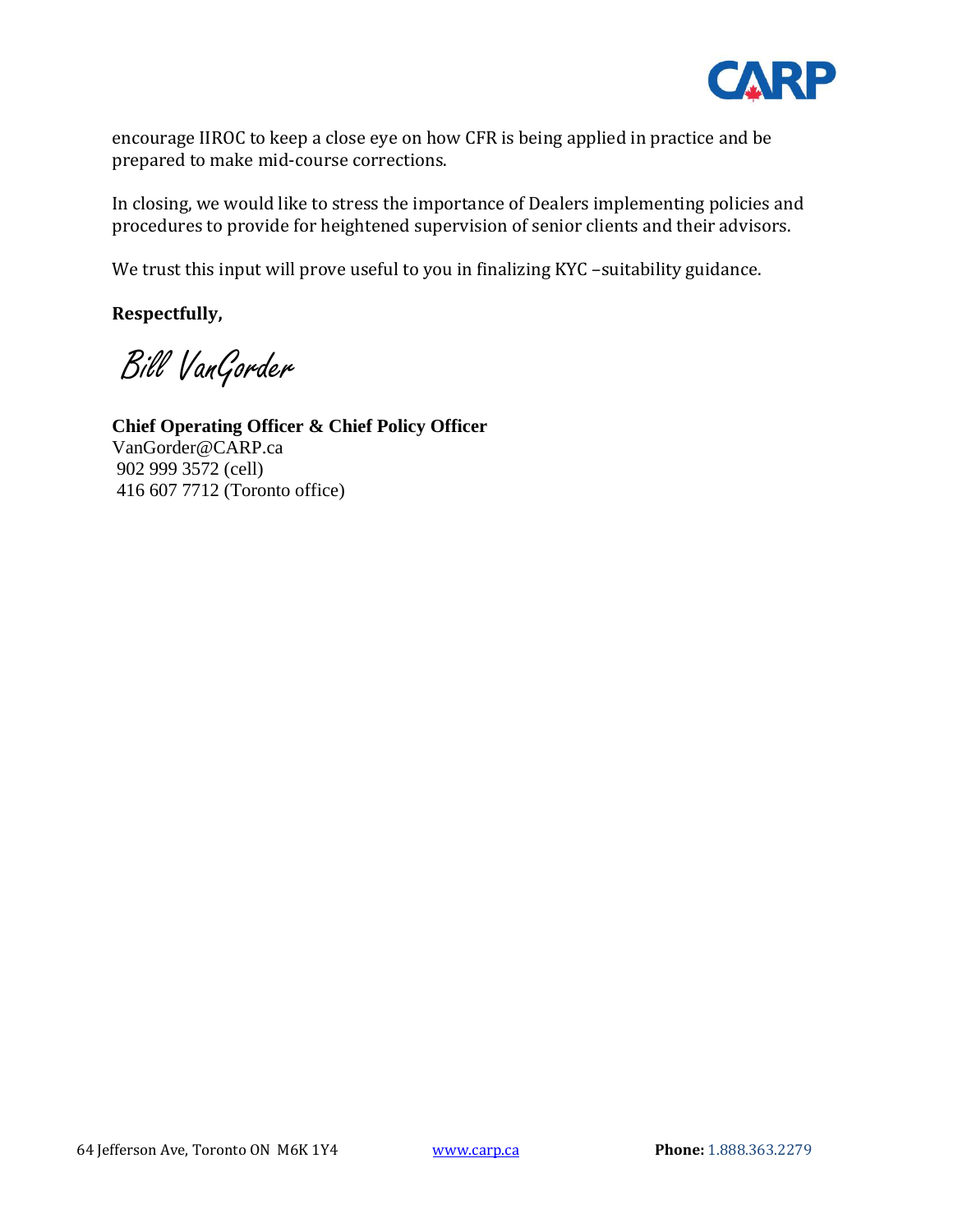encourage IIROC to keep a close eye on how CFR is being applied in practice and be prepared to make mid-course corrections.

In closing, we would like to stress the importance of Dealers implementing policies and procedures to provide for heightened supervision of senior clients and their advisors.

We trust this input will prove useful to you in finalizing KYC –suitability guidance.

**Respectfully,**

Bill VanGorder

**Chief Operating Officer & Chief Policy Officer**
VanGorder@CARP.ca
902 999 3572 (cell)
416 607 7712 (Toronto office)